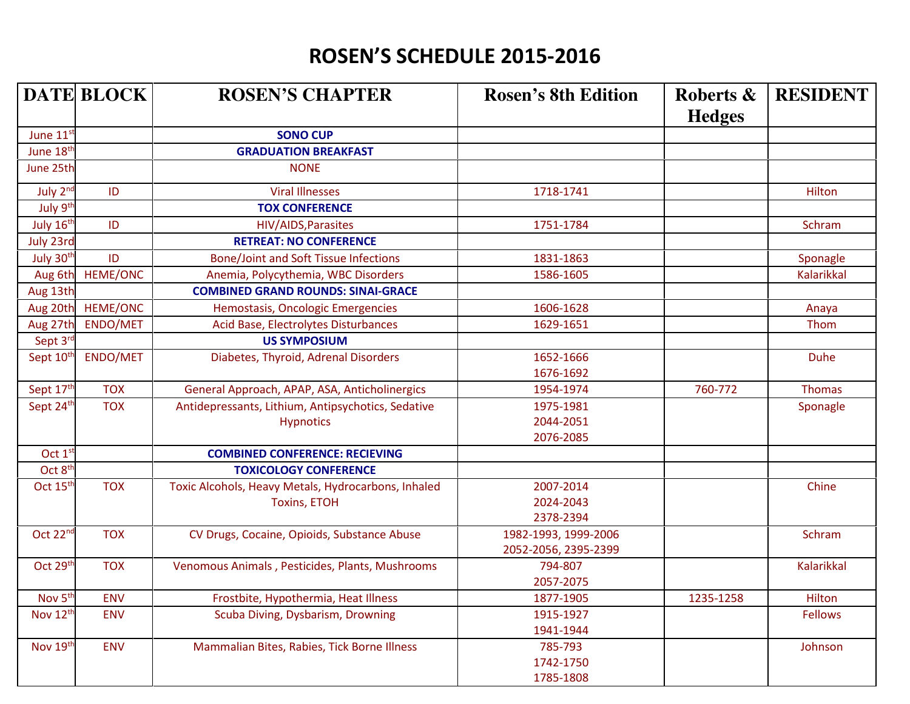# ROSEN'S SCHEDULE 2015-2016

| DATE | BLOCK | ROSEN'S CHAPTER | Rosen's 8th Edition | Roberts & Hedges | RESIDENT |
|---|---|---|---|---|---|
| June 11st | | **SONO CUP** | | | |
| June 18th | | **GRADUATION BREAKFAST** | | | |
| June 25th | | NONE | | | |
| July 2nd | ID | Viral Illnesses | 1718-1741 | | Hilton |
| July 9th | | **TOX CONFERENCE** | | | |
| July 16th | ID | HIV/AIDS,Parasites | 1751-1784 | | Schram |
| July 23rd | | **RETREAT: NO CONFERENCE** | | | |
| July 30th | ID | Bone/Joint and Soft Tissue Infections | 1831-1863 | | Sponagle |
| Aug 6th | HEME/ONC | Anemia, Polycythemia, WBC Disorders | 1586-1605 | | Kalarikkal |
| Aug 13th | | **COMBINED GRAND ROUNDS: SINAI-GRACE** | | | |
| Aug 20th | HEME/ONC | Hemostasis, Oncologic Emergencies | 1606-1628 | | Anaya |
| Aug 27th | ENDO/MET | Acid Base, Electrolytes Disturbances | 1629-1651 | | Thom |
| Sept 3rd | | **US SYMPOSIUM** | | | |
| Sept 10th | ENDO/MET | Diabetes, Thyroid, Adrenal Disorders | 1652-1666<br>1676-1692 | | Duhe |
| Sept 17th | TOX | General Approach, APAP, ASA, Anticholinergics | 1954-1974 | 760-772 | Thomas |
| Sept 24th | TOX | Antidepressants, Lithium, Antipsychotics, Sedative Hypnotics | 1975-1981<br>2044-2051<br>2076-2085 | | Sponagle |
| Oct 1st | | **COMBINED CONFERENCE: RECIEVING** | | | |
| Oct 8th | | **TOXICOLOGY CONFERENCE** | | | |
| Oct 15th | TOX | Toxic Alcohols, Heavy Metals, Hydrocarbons, Inhaled Toxins, ETOH | 2007-2014<br>2024-2043<br>2378-2394 | | Chine |
| Oct 22nd | TOX | CV Drugs, Cocaine, Opioids, Substance Abuse | 1982-1993, 1999-2006<br>2052-2056, 2395-2399 | | Schram |
| Oct 29th | TOX | Venomous Animals , Pesticides, Plants, Mushrooms | 794-807<br>2057-2075 | | Kalarikkal |
| Nov 5th | ENV | Frostbite, Hypothermia, Heat Illness | 1877-1905 | 1235-1258 | Hilton |
| Nov 12th | ENV | Scuba Diving, Dysbarism, Drowning | 1915-1927<br>1941-1944 | | Fellows |
| Nov 19th | ENV | Mammalian Bites, Rabies, Tick Borne Illness | 785-793<br>1742-1750<br>1785-1808 | | Johnson |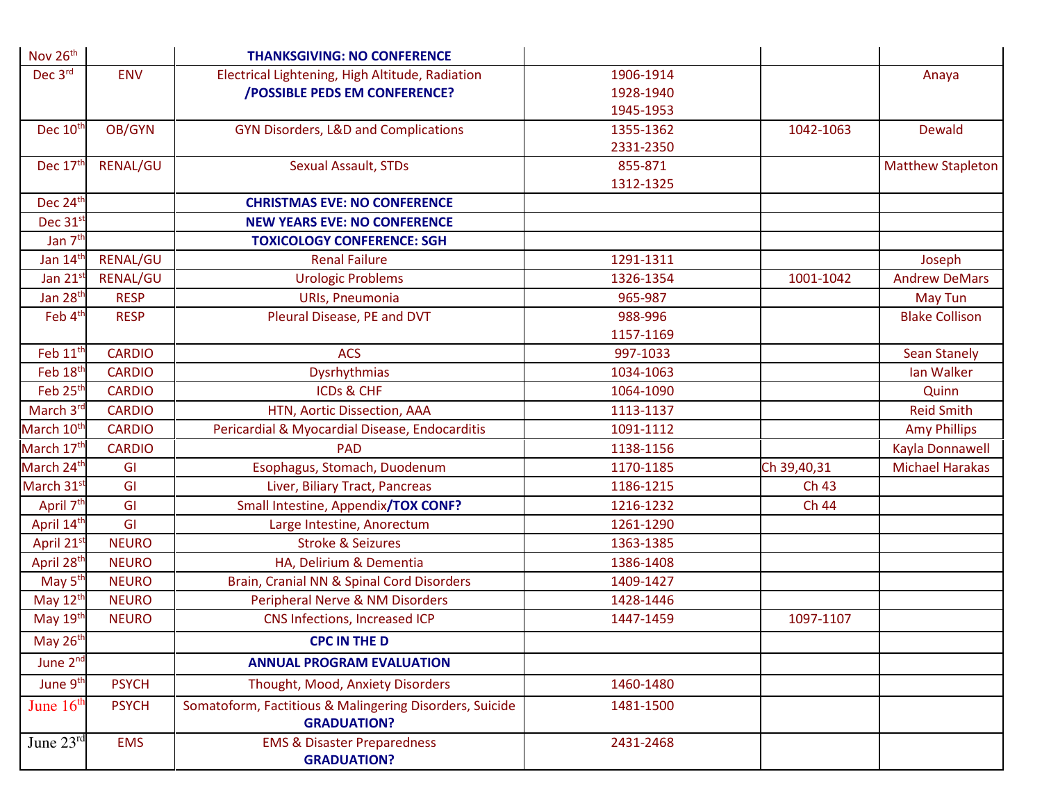| Nov 26th | | THANKSGIVING: NO CONFERENCE | | | |
|---|---|---|---|---|---|
| Dec 3rd | ENV | Electrical Lightening, High Altitude, Radiation /POSSIBLE PEDS EM CONFERENCE? | 1906-1914 1928-1940 1945-1953 | | Anaya |
| Dec 10th | OB/GYN | GYN Disorders, L&D and Complications | 1355-1362 2331-2350 | 1042-1063 | Dewald |
| Dec 17th | RENAL/GU | Sexual Assault, STDs | 855-871 1312-1325 | | Matthew Stapleton |
| Dec 24th | | CHRISTMAS EVE: NO CONFERENCE | | | |
| Dec 31st | | NEW YEARS EVE: NO CONFERENCE | | | |
| Jan 7th | | TOXICOLOGY CONFERENCE: SGH | | | |
| Jan 14th | RENAL/GU | Renal Failure | 1291-1311 | | Joseph |
| Jan 21st | RENAL/GU | Urologic Problems | 1326-1354 | 1001-1042 | Andrew DeMars |
| Jan 28th | RESP | URIs, Pneumonia | 965-987 | | May Tun |
| Feb 4th | RESP | Pleural Disease, PE and DVT | 988-996 1157-1169 | | Blake Collison |
| Feb 11th | CARDIO | ACS | 997-1033 | | Sean Stanely |
| Feb 18th | CARDIO | Dysrhythmias | 1034-1063 | | Ian Walker |
| Feb 25th | CARDIO | ICDs & CHF | 1064-1090 | | Quinn |
| March 3rd | CARDIO | HTN, Aortic Dissection, AAA | 1113-1137 | | Reid Smith |
| March 10th | CARDIO | Pericardial & Myocardial Disease, Endocarditis | 1091-1112 | | Amy Phillips |
| March 17th | CARDIO | PAD | 1138-1156 | | Kayla Donnawell |
| March 24th | GI | Esophagus, Stomach, Duodenum | 1170-1185 | Ch 39,40,31 | Michael Harakas |
| March 31st | GI | Liver, Biliary Tract, Pancreas | 1186-1215 | Ch 43 | |
| April 7th | GI | Small Intestine, Appendix/TOX CONF? | 1216-1232 | Ch 44 | |
| April 14th | GI | Large Intestine, Anorectum | 1261-1290 | | |
| April 21st | NEURO | Stroke & Seizures | 1363-1385 | | |
| April 28th | NEURO | HA, Delirium & Dementia | 1386-1408 | | |
| May 5th | NEURO | Brain, Cranial NN & Spinal Cord Disorders | 1409-1427 | | |
| May 12th | NEURO | Peripheral Nerve & NM Disorders | 1428-1446 | | |
| May 19th | NEURO | CNS Infections, Increased ICP | 1447-1459 | 1097-1107 | |
| May 26th | | CPC IN THE D | | | |
| June 2nd | | ANNUAL PROGRAM EVALUATION | | | |
| June 9th | PSYCH | Thought, Mood, Anxiety Disorders | 1460-1480 | | |
| June 16th | PSYCH | Somatoform, Factitious & Malingering Disorders, Suicide GRADUATION? | 1481-1500 | | |
| June 23rd | EMS | EMS & Disaster Preparedness GRADUATION? | 2431-2468 | | |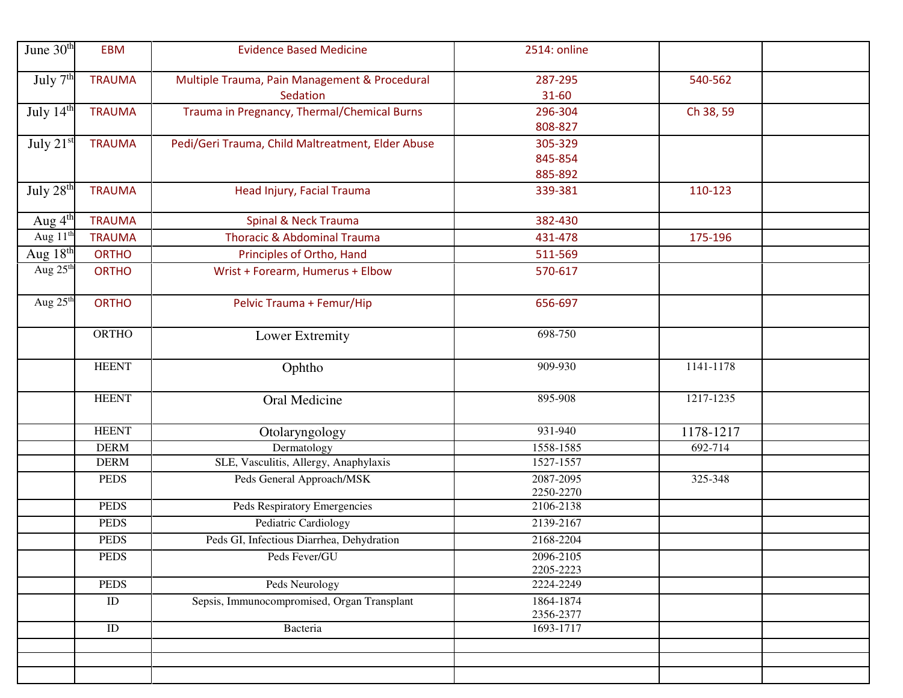| | | | | | |
|---|---|---|---|---|---|
| June 30th | EBM | Evidence Based Medicine | 2514: online | | |
| July 7th | TRAUMA | Multiple Trauma, Pain Management & Procedural Sedation | 287-295<br>31-60 | 540-562 | |
| July 14th | TRAUMA | Trauma in Pregnancy, Thermal/Chemical Burns | 296-304<br>808-827 | Ch 38, 59 | |
| July 21st | TRAUMA | Pedi/Geri Trauma, Child Maltreatment, Elder Abuse | 305-329<br>845-854<br>885-892 | | |
| July 28th | TRAUMA | Head Injury, Facial Trauma | 339-381 | 110-123 | |
| Aug 4th | TRAUMA | Spinal & Neck Trauma | 382-430 | | |
| Aug 11th | TRAUMA | Thoracic & Abdominal Trauma | 431-478 | 175-196 | |
| Aug 18th | ORTHO | Principles of Ortho, Hand | 511-569 | | |
| Aug 25th | ORTHO | Wrist + Forearm, Humerus + Elbow | 570-617 | | |
| Aug 25th | ORTHO | Pelvic Trauma + Femur/Hip | 656-697 | | |
| | ORTHO | Lower Extremity | 698-750 | | |
| | HEENT | Ophtho | 909-930 | 1141-1178 | |
| | HEENT | Oral Medicine | 895-908 | 1217-1235 | |
| | HEENT | Otolaryngology | 931-940 | 1178-1217 | |
| | DERM | Dermatology | 1558-1585 | 692-714 | |
| | DERM | SLE, Vasculitis, Allergy, Anaphylaxis | 1527-1557 | | |
| | PEDS | Peds General Approach/MSK | 2087-2095<br>2250-2270 | 325-348 | |
| | PEDS | Peds Respiratory Emergencies | 2106-2138 | | |
| | PEDS | Pediatric Cardiology | 2139-2167 | | |
| | PEDS | Peds GI, Infectious Diarrhea, Dehydration | 2168-2204 | | |
| | PEDS | Peds Fever/GU | 2096-2105<br>2205-2223 | | |
| | PEDS | Peds Neurology | 2224-2249 | | |
| | ID | Sepsis, Immunocompromised, Organ Transplant | 1864-1874<br>2356-2377 | | |
| | ID | Bacteria | 1693-1717 | | |
| | | | | | |
| | | | | | |
| | | | | | |